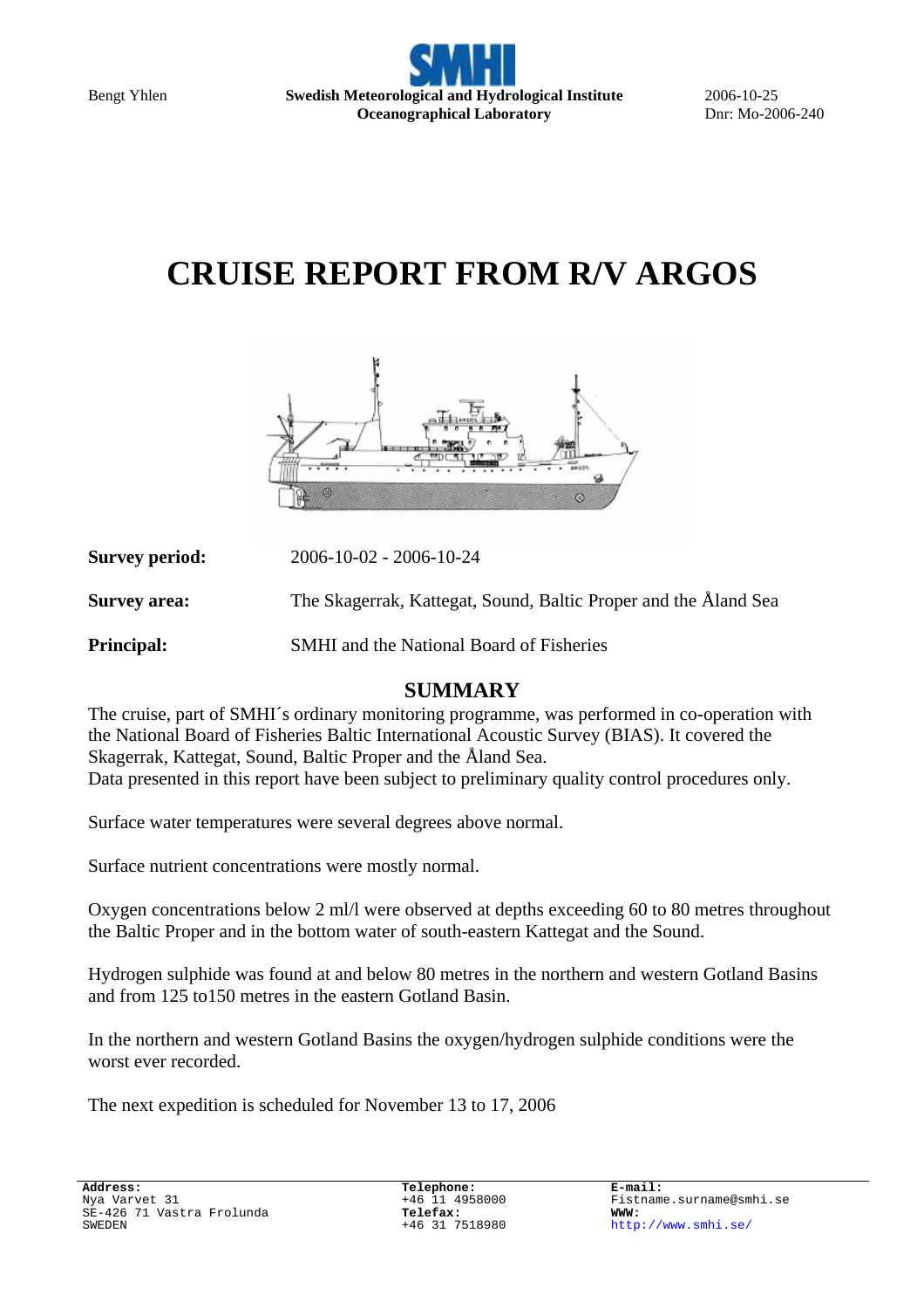Bengt Yhlen

**Swedish Meteorological and Hydrological Institute**
**Oceanographical Laboratory**

2006-10-25
Dnr: Mo-2006-240

# CRUISE REPORT FROM R/V ARGOS

**Survey period:** 2006-10-02 - 2006-10-24

**Survey area:** The Skagerrak, Kattegat, Sound, Baltic Proper and the Åland Sea

**Principal:** SMHI and the National Board of Fisheries

## SUMMARY

The cruise, part of SMHI´s ordinary monitoring programme, was performed in co-operation with the National Board of Fisheries Baltic International Acoustic Survey (BIAS). It covered the Skagerrak, Kattegat, Sound, Baltic Proper and the Åland Sea.
Data presented in this report have been subject to preliminary quality control procedures only.

Surface water temperatures were several degrees above normal.

Surface nutrient concentrations were mostly normal.

Oxygen concentrations below 2 ml/l were observed at depths exceeding 60 to 80 metres throughout the Baltic Proper and in the bottom water of south-eastern Kattegat and the Sound.

Hydrogen sulphide was found at and below 80 metres in the northern and western Gotland Basins and from 125 to150 metres in the eastern Gotland Basin.

In the northern and western Gotland Basins the oxygen/hydrogen sulphide conditions were the worst ever recorded.

The next expedition is scheduled for November 13 to 17, 2006

**Address:**
Nya Varvet 31
SE-426 71 Vastra Frolunda
SWEDEN

**Telephone:**
+46 11 4958000
**Telefax:**
+46 31 7518980

**E-mail:**
Fistname.surname@smhi.se
**WWW:**
http://www.smhi.se/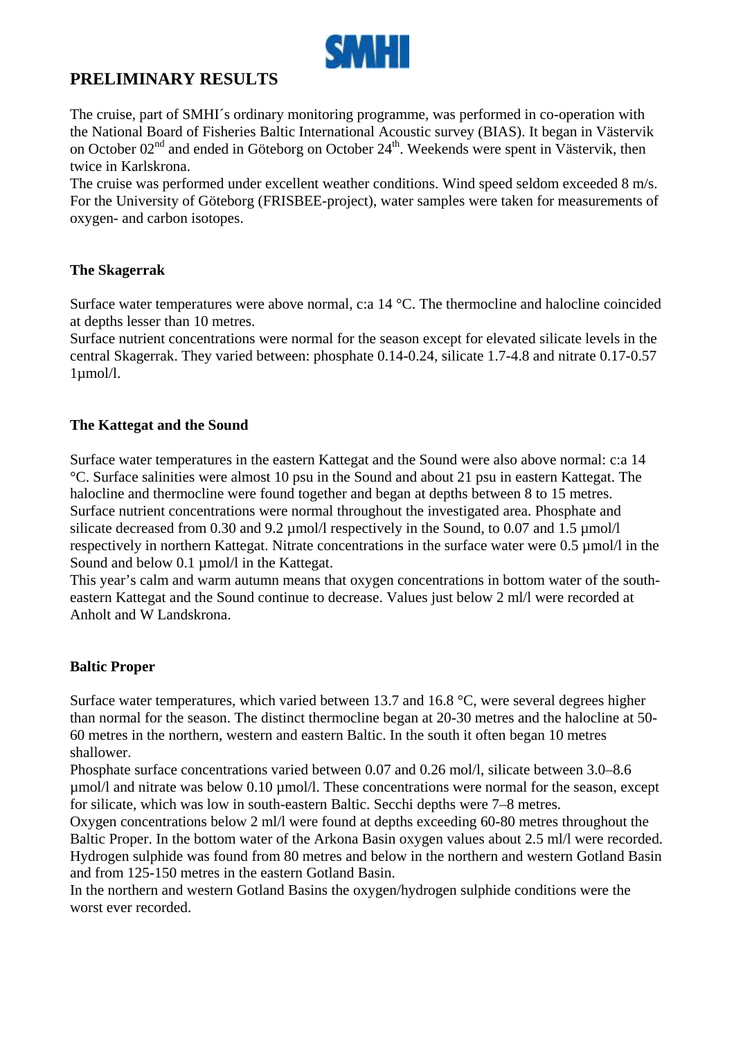# PRELIMINARY RESULTS

The cruise, part of SMHI´s ordinary monitoring programme, was performed in co-operation with the National Board of Fisheries Baltic International Acoustic survey (BIAS). It began in Västervik on October 02$^{nd}$ and ended in Göteborg on October 24$^{th}$. Weekends were spent in Västervik, then twice in Karlskrona.
The cruise was performed under excellent weather conditions. Wind speed seldom exceeded 8 m/s. For the University of Göteborg (FRISBEE-project), water samples were taken for measurements of oxygen- and carbon isotopes.

### The Skagerrak

Surface water temperatures were above normal, c:a 14 °C. The thermocline and halocline coincided at depths lesser than 10 metres.
Surface nutrient concentrations were normal for the season except for elevated silicate levels in the central Skagerrak. They varied between: phosphate 0.14-0.24, silicate 1.7-4.8 and nitrate 0.17-0.57 1µmol/l.

### The Kattegat and the Sound

Surface water temperatures in the eastern Kattegat and the Sound were also above normal: c:a 14 °C. Surface salinities were almost 10 psu in the Sound and about 21 psu in eastern Kattegat. The halocline and thermocline were found together and began at depths between 8 to 15 metres.
Surface nutrient concentrations were normal throughout the investigated area. Phosphate and silicate decreased from 0.30 and 9.2 µmol/l respectively in the Sound, to 0.07 and 1.5 µmol/l respectively in northern Kattegat. Nitrate concentrations in the surface water were 0.5 µmol/l in the Sound and below 0.1 µmol/l in the Kattegat.
This year's calm and warm autumn means that oxygen concentrations in bottom water of the south-eastern Kattegat and the Sound continue to decrease. Values just below 2 ml/l were recorded at Anholt and W Landskrona.

### Baltic Proper

Surface water temperatures, which varied between 13.7 and 16.8 °C, were several degrees higher than normal for the season. The distinct thermocline began at 20-30 metres and the halocline at 50-60 metres in the northern, western and eastern Baltic. In the south it often began 10 metres shallower.
Phosphate surface concentrations varied between 0.07 and 0.26 mol/l, silicate between 3.0–8.6 µmol/l and nitrate was below 0.10 µmol/l. These concentrations were normal for the season, except for silicate, which was low in south-eastern Baltic. Secchi depths were 7–8 metres.
Oxygen concentrations below 2 ml/l were found at depths exceeding 60-80 metres throughout the Baltic Proper. In the bottom water of the Arkona Basin oxygen values about 2.5 ml/l were recorded. Hydrogen sulphide was found from 80 metres and below in the northern and western Gotland Basin and from 125-150 metres in the eastern Gotland Basin.
In the northern and western Gotland Basins the oxygen/hydrogen sulphide conditions were the worst ever recorded.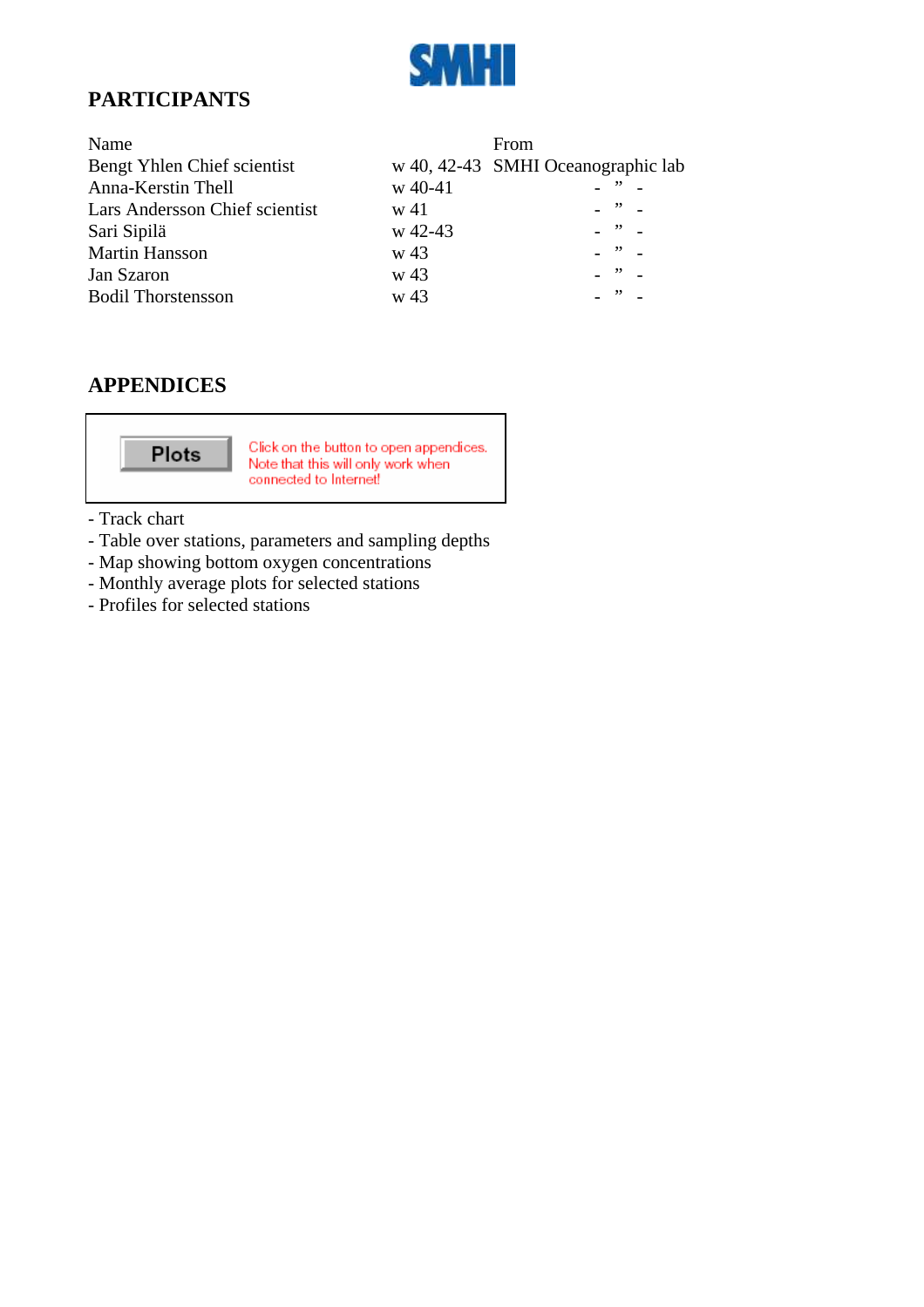SMHI

## PARTICIPANTS

| Name | | From |
|---|---|---|
| Bengt Yhlen Chief scientist | w 40, 42-43 | SMHI Oceanographic lab |
| Anna-Kerstin Thell | w 40-41 | - ” - |
| Lars Andersson Chief scientist | w 41 | - ” - |
| Sari Sipilä | w 42-43 | - ” - |
| Martin Hansson | w 43 | - ” - |
| Jan Szaron | w 43 | - ” - |
| Bodil Thorstensson | w 43 | - ” - |

## APPENDICES

Plots

Click on the button to open appendices. Note that this will only work when connected to Internet!

- Track chart
- Table over stations, parameters and sampling depths
- Map showing bottom oxygen concentrations
- Monthly average plots for selected stations
- Profiles for selected stations